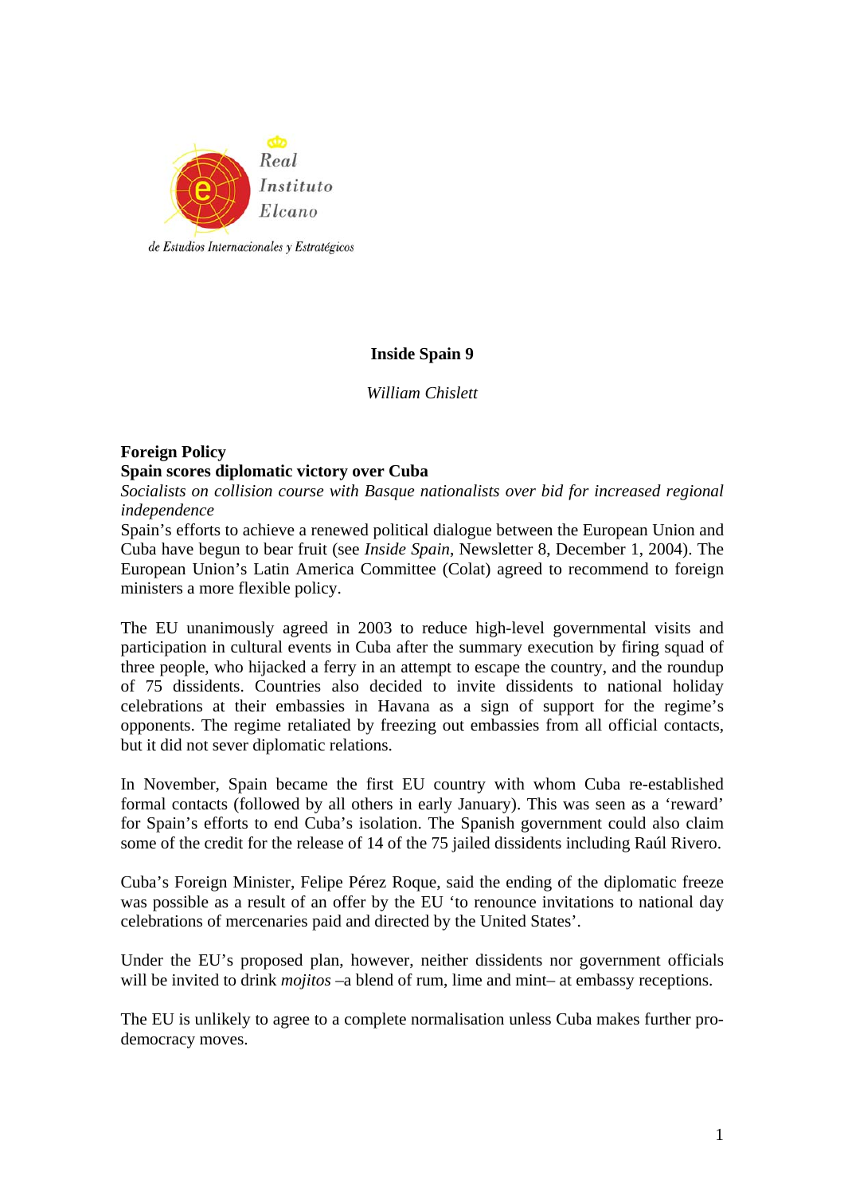Real Instituto Elcano

de Estudios Internacionales y Estratégicos

# Inside Spain 9

*William Chislett*

## Foreign Policy

### Spain scores diplomatic victory over Cuba

*Socialists on collision course with Basque nationalists over bid for increased regional independence*

Spain's efforts to achieve a renewed political dialogue between the European Union and Cuba have begun to bear fruit (see *Inside Spain*, Newsletter 8, December 1, 2004). The European Union's Latin America Committee (Colat) agreed to recommend to foreign ministers a more flexible policy.

The EU unanimously agreed in 2003 to reduce high-level governmental visits and participation in cultural events in Cuba after the summary execution by firing squad of three people, who hijacked a ferry in an attempt to escape the country, and the roundup of 75 dissidents. Countries also decided to invite dissidents to national holiday celebrations at their embassies in Havana as a sign of support for the regime's opponents. The regime retaliated by freezing out embassies from all official contacts, but it did not sever diplomatic relations.

In November, Spain became the first EU country with whom Cuba re-established formal contacts (followed by all others in early January). This was seen as a 'reward' for Spain's efforts to end Cuba's isolation. The Spanish government could also claim some of the credit for the release of 14 of the 75 jailed dissidents including Raúl Rivero.

Cuba's Foreign Minister, Felipe Pérez Roque, said the ending of the diplomatic freeze was possible as a result of an offer by the EU 'to renounce invitations to national day celebrations of mercenaries paid and directed by the United States'.

Under the EU's proposed plan, however, neither dissidents nor government officials will be invited to drink *mojitos* –a blend of rum, lime and mint– at embassy receptions.

The EU is unlikely to agree to a complete normalisation unless Cuba makes further pro-democracy moves.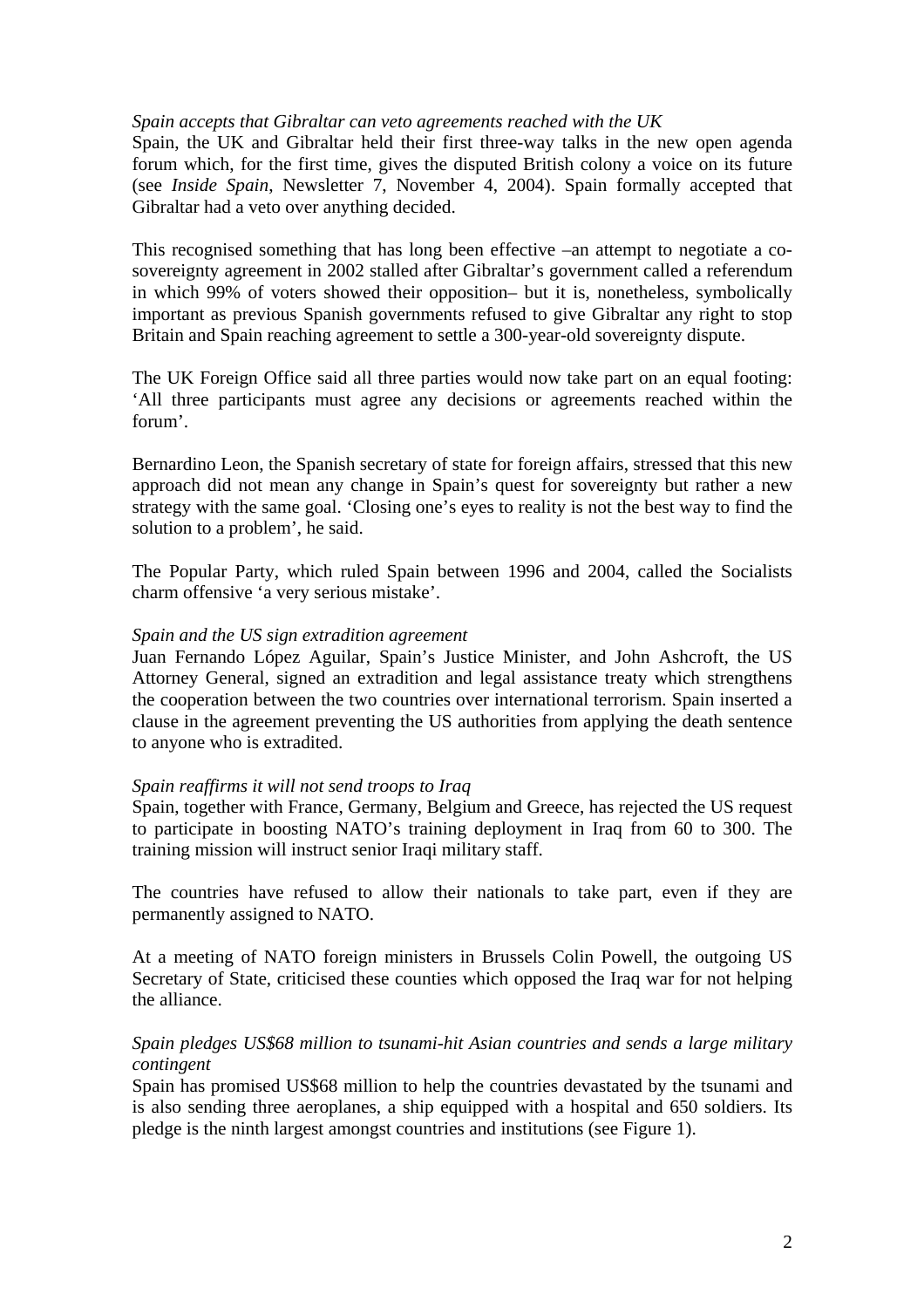*Spain accepts that Gibraltar can veto agreements reached with the UK*

Spain, the UK and Gibraltar held their first three-way talks in the new open agenda forum which, for the first time, gives the disputed British colony a voice on its future (see *Inside Spain*, Newsletter 7, November 4, 2004). Spain formally accepted that Gibraltar had a veto over anything decided.

This recognised something that has long been effective –an attempt to negotiate a co-sovereignty agreement in 2002 stalled after Gibraltar's government called a referendum in which 99% of voters showed their opposition– but it is, nonetheless, symbolically important as previous Spanish governments refused to give Gibraltar any right to stop Britain and Spain reaching agreement to settle a 300-year-old sovereignty dispute.

The UK Foreign Office said all three parties would now take part on an equal footing: 'All three participants must agree any decisions or agreements reached within the forum'.

Bernardino Leon, the Spanish secretary of state for foreign affairs, stressed that this new approach did not mean any change in Spain's quest for sovereignty but rather a new strategy with the same goal. 'Closing one's eyes to reality is not the best way to find the solution to a problem', he said.

The Popular Party, which ruled Spain between 1996 and 2004, called the Socialists charm offensive 'a very serious mistake'.

*Spain and the US sign extradition agreement*

Juan Fernando López Aguilar, Spain's Justice Minister, and John Ashcroft, the US Attorney General, signed an extradition and legal assistance treaty which strengthens the cooperation between the two countries over international terrorism. Spain inserted a clause in the agreement preventing the US authorities from applying the death sentence to anyone who is extradited.

*Spain reaffirms it will not send troops to Iraq*

Spain, together with France, Germany, Belgium and Greece, has rejected the US request to participate in boosting NATO's training deployment in Iraq from 60 to 300. The training mission will instruct senior Iraqi military staff.

The countries have refused to allow their nationals to take part, even if they are permanently assigned to NATO.

At a meeting of NATO foreign ministers in Brussels Colin Powell, the outgoing US Secretary of State, criticised these counties which opposed the Iraq war for not helping the alliance.

*Spain pledges US$68 million to tsunami-hit Asian countries and sends a large military contingent*

Spain has promised US$68 million to help the countries devastated by the tsunami and is also sending three aeroplanes, a ship equipped with a hospital and 650 soldiers. Its pledge is the ninth largest amongst countries and institutions (see Figure 1).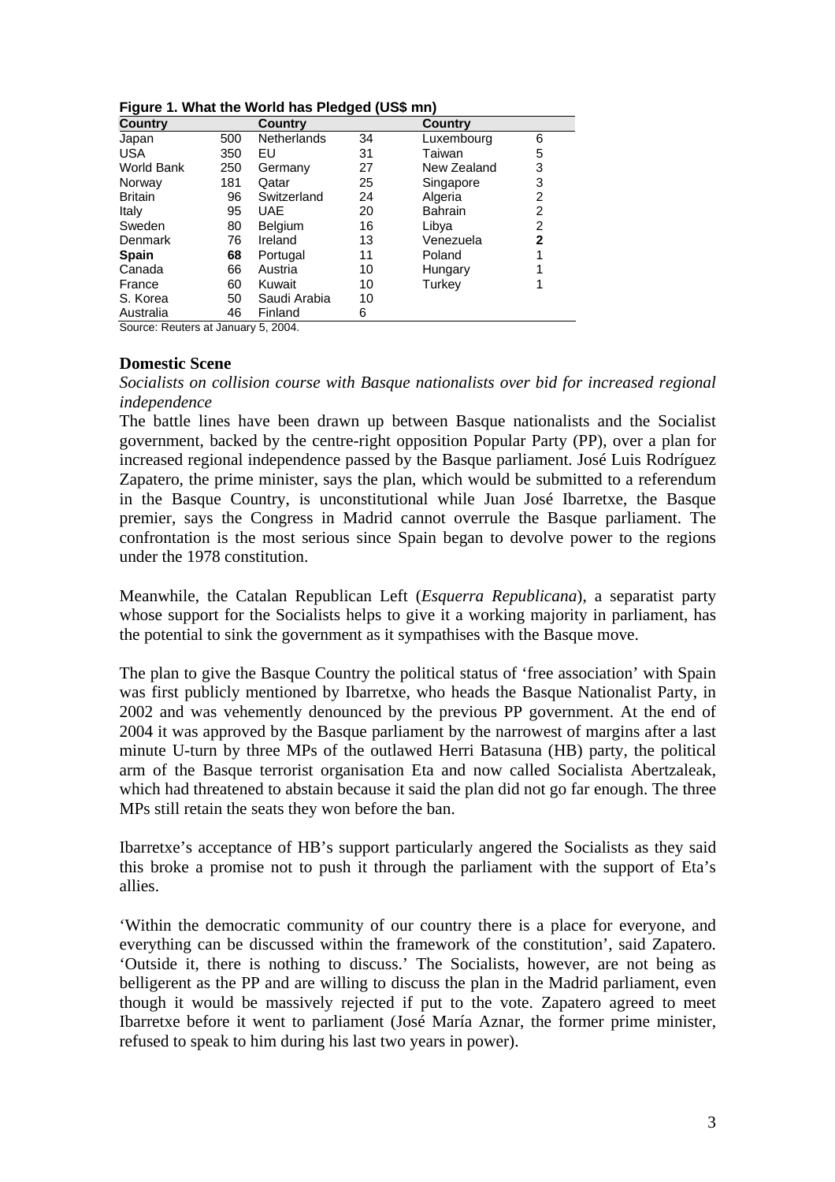**Figure 1. What the World has Pledged (US$ mn)**

| Country | | Country | | Country | |
|---|---|---|---|---|---|
| Japan | 500 | Netherlands | 34 | Luxembourg | 6 |
| USA | 350 | EU | 31 | Taiwan | 5 |
| World Bank | 250 | Germany | 27 | New Zealand | 3 |
| Norway | 181 | Qatar | 25 | Singapore | 3 |
| Britain | 96 | Switzerland | 24 | Algeria | 2 |
| Italy | 95 | UAE | 20 | Bahrain | 2 |
| Sweden | 80 | Belgium | 16 | Libya | 2 |
| Denmark | 76 | Ireland | 13 | Venezuela | **2** |
| **Spain** | **68** | Portugal | 11 | Poland | 1 |
| Canada | 66 | Austria | 10 | Hungary | 1 |
| France | 60 | Kuwait | 10 | Turkey | 1 |
| S. Korea | 50 | Saudi Arabia | 10 | | |
| Australia | 46 | Finland | 6 | | |

Source: Reuters at January 5, 2004.

## Domestic Scene

*Socialists on collision course with Basque nationalists over bid for increased regional independence*

The battle lines have been drawn up between Basque nationalists and the Socialist government, backed by the centre-right opposition Popular Party (PP), over a plan for increased regional independence passed by the Basque parliament. José Luis Rodríguez Zapatero, the prime minister, says the plan, which would be submitted to a referendum in the Basque Country, is unconstitutional while Juan José Ibarretxe, the Basque premier, says the Congress in Madrid cannot overrule the Basque parliament. The confrontation is the most serious since Spain began to devolve power to the regions under the 1978 constitution.

Meanwhile, the Catalan Republican Left (*Esquerra Republicana*), a separatist party whose support for the Socialists helps to give it a working majority in parliament, has the potential to sink the government as it sympathises with the Basque move.

The plan to give the Basque Country the political status of 'free association' with Spain was first publicly mentioned by Ibarretxe, who heads the Basque Nationalist Party, in 2002 and was vehemently denounced by the previous PP government. At the end of 2004 it was approved by the Basque parliament by the narrowest of margins after a last minute U-turn by three MPs of the outlawed Herri Batasuna (HB) party, the political arm of the Basque terrorist organisation Eta and now called Socialista Abertzaleak, which had threatened to abstain because it said the plan did not go far enough. The three MPs still retain the seats they won before the ban.

Ibarretxe's acceptance of HB's support particularly angered the Socialists as they said this broke a promise not to push it through the parliament with the support of Eta's allies.

'Within the democratic community of our country there is a place for everyone, and everything can be discussed within the framework of the constitution', said Zapatero. 'Outside it, there is nothing to discuss.' The Socialists, however, are not being as belligerent as the PP and are willing to discuss the plan in the Madrid parliament, even though it would be massively rejected if put to the vote. Zapatero agreed to meet Ibarretxe before it went to parliament (José María Aznar, the former prime minister, refused to speak to him during his last two years in power).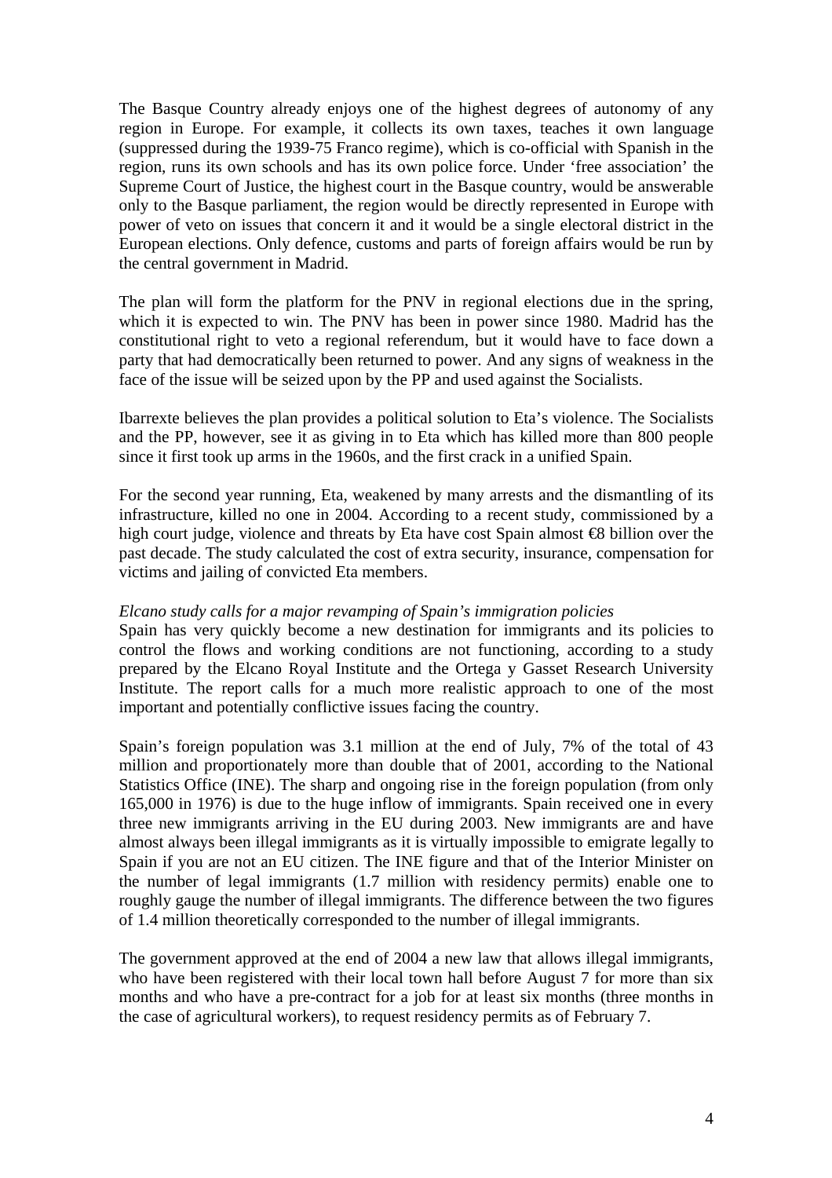The Basque Country already enjoys one of the highest degrees of autonomy of any region in Europe. For example, it collects its own taxes, teaches it own language (suppressed during the 1939-75 Franco regime), which is co-official with Spanish in the region, runs its own schools and has its own police force. Under 'free association' the Supreme Court of Justice, the highest court in the Basque country, would be answerable only to the Basque parliament, the region would be directly represented in Europe with power of veto on issues that concern it and it would be a single electoral district in the European elections. Only defence, customs and parts of foreign affairs would be run by the central government in Madrid.

The plan will form the platform for the PNV in regional elections due in the spring, which it is expected to win. The PNV has been in power since 1980. Madrid has the constitutional right to veto a regional referendum, but it would have to face down a party that had democratically been returned to power. And any signs of weakness in the face of the issue will be seized upon by the PP and used against the Socialists.

Ibarrexte believes the plan provides a political solution to Eta's violence. The Socialists and the PP, however, see it as giving in to Eta which has killed more than 800 people since it first took up arms in the 1960s, and the first crack in a unified Spain.

For the second year running, Eta, weakened by many arrests and the dismantling of its infrastructure, killed no one in 2004. According to a recent study, commissioned by a high court judge, violence and threats by Eta have cost Spain almost €8 billion over the past decade. The study calculated the cost of extra security, insurance, compensation for victims and jailing of convicted Eta members.

*Elcano study calls for a major revamping of Spain's immigration policies*

Spain has very quickly become a new destination for immigrants and its policies to control the flows and working conditions are not functioning, according to a study prepared by the Elcano Royal Institute and the Ortega y Gasset Research University Institute. The report calls for a much more realistic approach to one of the most important and potentially conflictive issues facing the country.

Spain's foreign population was 3.1 million at the end of July, 7% of the total of 43 million and proportionately more than double that of 2001, according to the National Statistics Office (INE). The sharp and ongoing rise in the foreign population (from only 165,000 in 1976) is due to the huge inflow of immigrants. Spain received one in every three new immigrants arriving in the EU during 2003. New immigrants are and have almost always been illegal immigrants as it is virtually impossible to emigrate legally to Spain if you are not an EU citizen. The INE figure and that of the Interior Minister on the number of legal immigrants (1.7 million with residency permits) enable one to roughly gauge the number of illegal immigrants. The difference between the two figures of 1.4 million theoretically corresponded to the number of illegal immigrants.

The government approved at the end of 2004 a new law that allows illegal immigrants, who have been registered with their local town hall before August 7 for more than six months and who have a pre-contract for a job for at least six months (three months in the case of agricultural workers), to request residency permits as of February 7.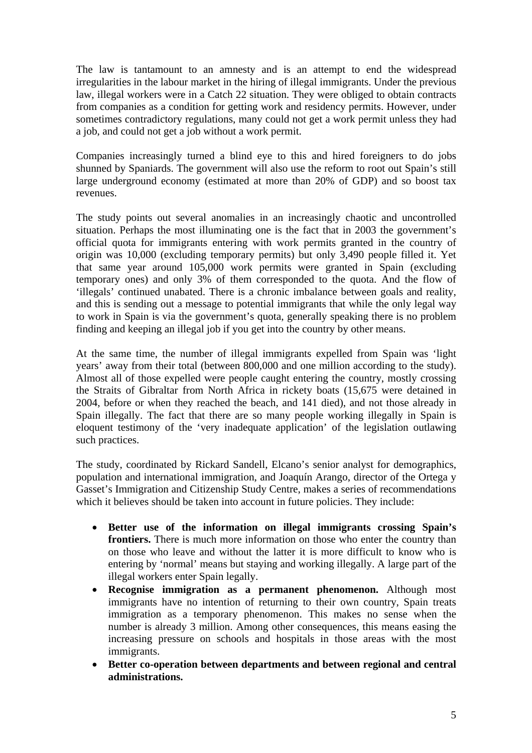The law is tantamount to an amnesty and is an attempt to end the widespread irregularities in the labour market in the hiring of illegal immigrants. Under the previous law, illegal workers were in a Catch 22 situation. They were obliged to obtain contracts from companies as a condition for getting work and residency permits. However, under sometimes contradictory regulations, many could not get a work permit unless they had a job, and could not get a job without a work permit.

Companies increasingly turned a blind eye to this and hired foreigners to do jobs shunned by Spaniards. The government will also use the reform to root out Spain's still large underground economy (estimated at more than 20% of GDP) and so boost tax revenues.

The study points out several anomalies in an increasingly chaotic and uncontrolled situation. Perhaps the most illuminating one is the fact that in 2003 the government's official quota for immigrants entering with work permits granted in the country of origin was 10,000 (excluding temporary permits) but only 3,490 people filled it. Yet that same year around 105,000 work permits were granted in Spain (excluding temporary ones) and only 3% of them corresponded to the quota. And the flow of 'illegals' continued unabated. There is a chronic imbalance between goals and reality, and this is sending out a message to potential immigrants that while the only legal way to work in Spain is via the government's quota, generally speaking there is no problem finding and keeping an illegal job if you get into the country by other means.

At the same time, the number of illegal immigrants expelled from Spain was 'light years' away from their total (between 800,000 and one million according to the study). Almost all of those expelled were people caught entering the country, mostly crossing the Straits of Gibraltar from North Africa in rickety boats (15,675 were detained in 2004, before or when they reached the beach, and 141 died), and not those already in Spain illegally. The fact that there are so many people working illegally in Spain is eloquent testimony of the 'very inadequate application' of the legislation outlawing such practices.

The study, coordinated by Rickard Sandell, Elcano's senior analyst for demographics, population and international immigration, and Joaquín Arango, director of the Ortega y Gasset's Immigration and Citizenship Study Centre, makes a series of recommendations which it believes should be taken into account in future policies. They include:

- **Better use of the information on illegal immigrants crossing Spain's frontiers.** There is much more information on those who enter the country than on those who leave and without the latter it is more difficult to know who is entering by 'normal' means but staying and working illegally. A large part of the illegal workers enter Spain legally.
- **Recognise immigration as a permanent phenomenon.** Although most immigrants have no intention of returning to their own country, Spain treats immigration as a temporary phenomenon. This makes no sense when the number is already 3 million. Among other consequences, this means easing the increasing pressure on schools and hospitals in those areas with the most immigrants.
- **Better co-operation between departments and between regional and central administrations.**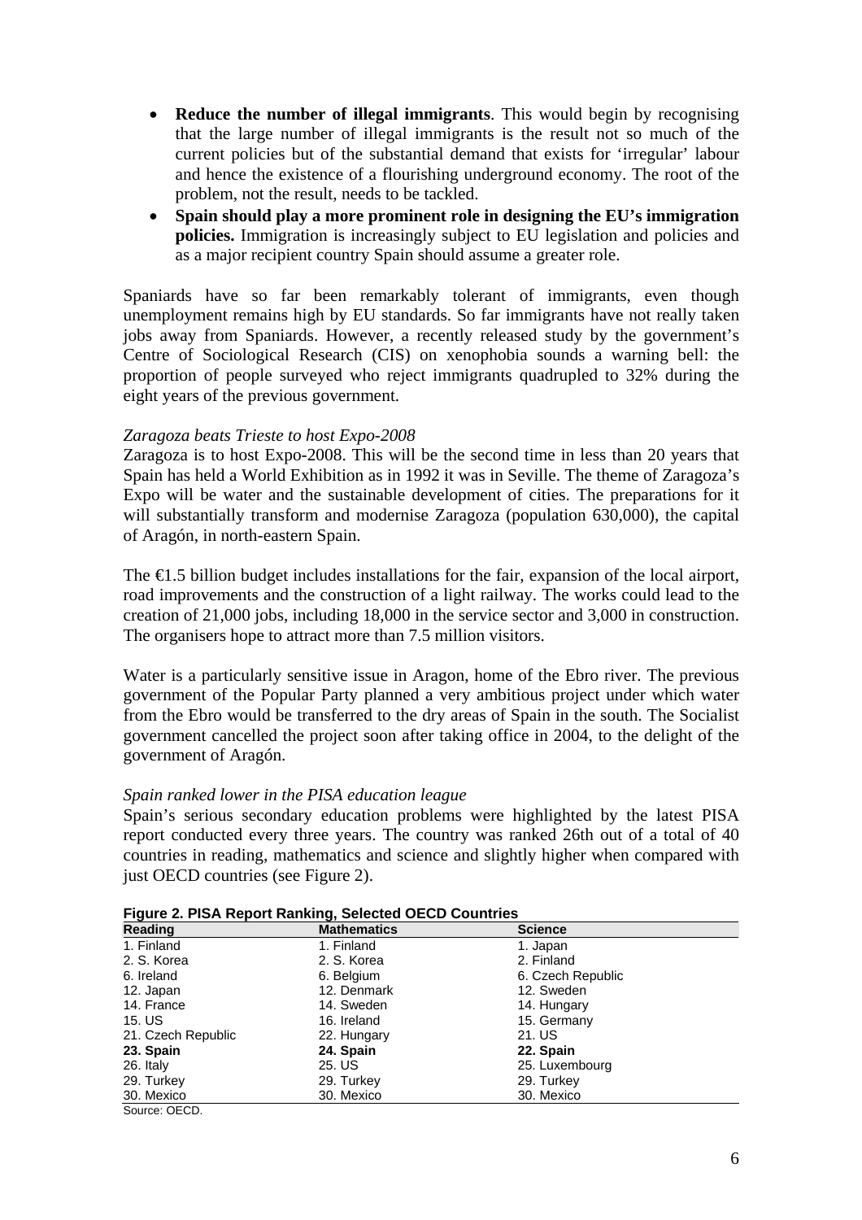- **Reduce the number of illegal immigrants**. This would begin by recognising that the large number of illegal immigrants is the result not so much of the current policies but of the substantial demand that exists for 'irregular' labour and hence the existence of a flourishing underground economy. The root of the problem, not the result, needs to be tackled.
- **Spain should play a more prominent role in designing the EU's immigration policies.** Immigration is increasingly subject to EU legislation and policies and as a major recipient country Spain should assume a greater role.

Spaniards have so far been remarkably tolerant of immigrants, even though unemployment remains high by EU standards. So far immigrants have not really taken jobs away from Spaniards. However, a recently released study by the government's Centre of Sociological Research (CIS) on xenophobia sounds a warning bell: the proportion of people surveyed who reject immigrants quadrupled to 32% during the eight years of the previous government.

*Zaragoza beats Trieste to host Expo-2008*

Zaragoza is to host Expo-2008. This will be the second time in less than 20 years that Spain has held a World Exhibition as in 1992 it was in Seville. The theme of Zaragoza's Expo will be water and the sustainable development of cities. The preparations for it will substantially transform and modernise Zaragoza (population 630,000), the capital of Aragón, in north-eastern Spain.

The €1.5 billion budget includes installations for the fair, expansion of the local airport, road improvements and the construction of a light railway. The works could lead to the creation of 21,000 jobs, including 18,000 in the service sector and 3,000 in construction. The organisers hope to attract more than 7.5 million visitors.

Water is a particularly sensitive issue in Aragon, home of the Ebro river. The previous government of the Popular Party planned a very ambitious project under which water from the Ebro would be transferred to the dry areas of Spain in the south. The Socialist government cancelled the project soon after taking office in 2004, to the delight of the government of Aragón.

*Spain ranked lower in the PISA education league*

Spain's serious secondary education problems were highlighted by the latest PISA report conducted every three years. The country was ranked 26th out of a total of 40 countries in reading, mathematics and science and slightly higher when compared with just OECD countries (see Figure 2).

**Figure 2. PISA Report Ranking, Selected OECD Countries**

| Reading | Mathematics | Science |
|---|---|---|
| 1. Finland | 1. Finland | 1. Japan |
| 2. S. Korea | 2. S. Korea | 2. Finland |
| 6. Ireland | 6. Belgium | 6. Czech Republic |
| 12. Japan | 12. Denmark | 12. Sweden |
| 14. France | 14. Sweden | 14. Hungary |
| 15. US | 16. Ireland | 15. Germany |
| 21. Czech Republic | 22. Hungary | 21. US |
| **23. Spain** | **24. Spain** | **22. Spain** |
| 26. Italy | 25. US | 25. Luxembourg |
| 29. Turkey | 29. Turkey | 29. Turkey |
| 30. Mexico | 30. Mexico | 30. Mexico |

Source: OECD.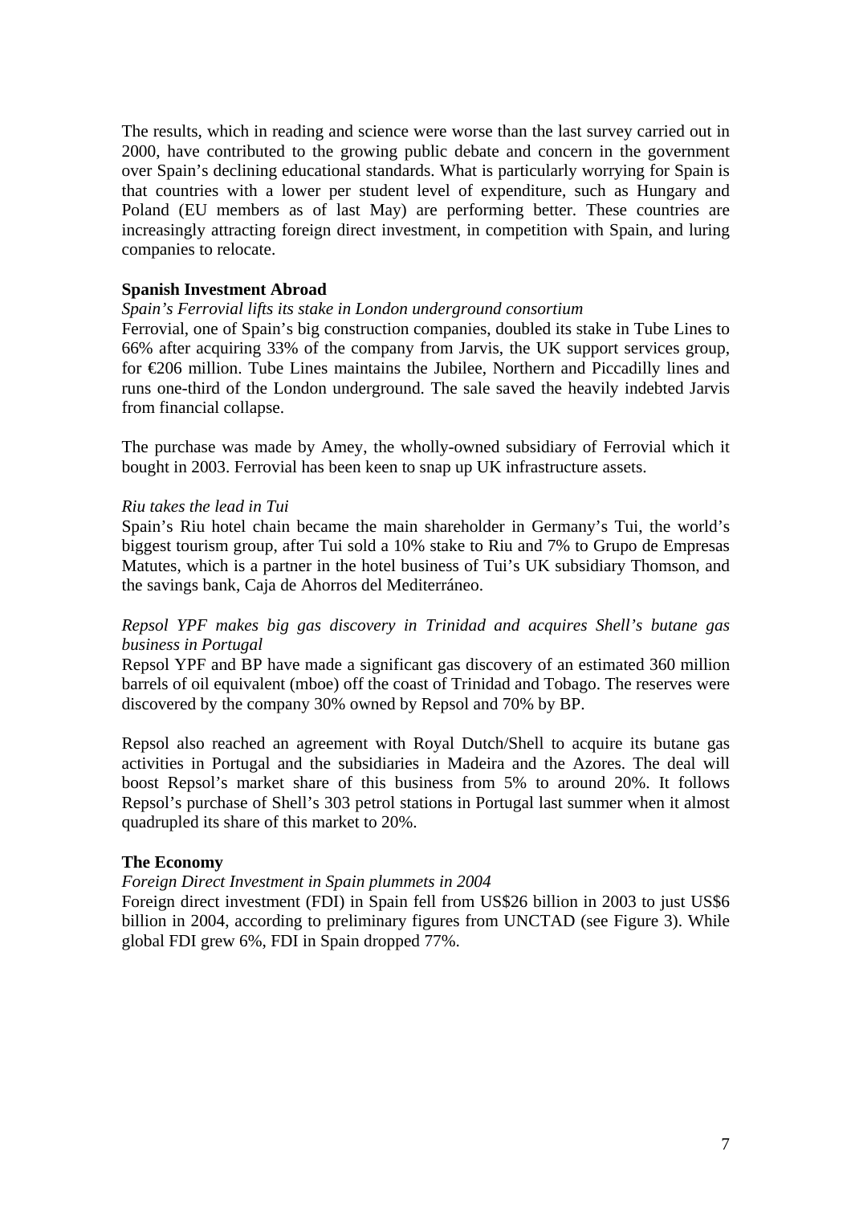The results, which in reading and science were worse than the last survey carried out in 2000, have contributed to the growing public debate and concern in the government over Spain's declining educational standards. What is particularly worrying for Spain is that countries with a lower per student level of expenditure, such as Hungary and Poland (EU members as of last May) are performing better. These countries are increasingly attracting foreign direct investment, in competition with Spain, and luring companies to relocate.

## Spanish Investment Abroad

*Spain's Ferrovial lifts its stake in London underground consortium*

Ferrovial, one of Spain's big construction companies, doubled its stake in Tube Lines to 66% after acquiring 33% of the company from Jarvis, the UK support services group, for €206 million. Tube Lines maintains the Jubilee, Northern and Piccadilly lines and runs one-third of the London underground. The sale saved the heavily indebted Jarvis from financial collapse.

The purchase was made by Amey, the wholly-owned subsidiary of Ferrovial which it bought in 2003. Ferrovial has been keen to snap up UK infrastructure assets.

*Riu takes the lead in Tui*

Spain's Riu hotel chain became the main shareholder in Germany's Tui, the world's biggest tourism group, after Tui sold a 10% stake to Riu and 7% to Grupo de Empresas Matutes, which is a partner in the hotel business of Tui's UK subsidiary Thomson, and the savings bank, Caja de Ahorros del Mediterráneo.

*Repsol YPF makes big gas discovery in Trinidad and acquires Shell's butane gas business in Portugal*

Repsol YPF and BP have made a significant gas discovery of an estimated 360 million barrels of oil equivalent (mboe) off the coast of Trinidad and Tobago. The reserves were discovered by the company 30% owned by Repsol and 70% by BP.

Repsol also reached an agreement with Royal Dutch/Shell to acquire its butane gas activities in Portugal and the subsidiaries in Madeira and the Azores. The deal will boost Repsol's market share of this business from 5% to around 20%. It follows Repsol's purchase of Shell's 303 petrol stations in Portugal last summer when it almost quadrupled its share of this market to 20%.

## The Economy

*Foreign Direct Investment in Spain plummets in 2004*

Foreign direct investment (FDI) in Spain fell from US$26 billion in 2003 to just US$6 billion in 2004, according to preliminary figures from UNCTAD (see Figure 3). While global FDI grew 6%, FDI in Spain dropped 77%.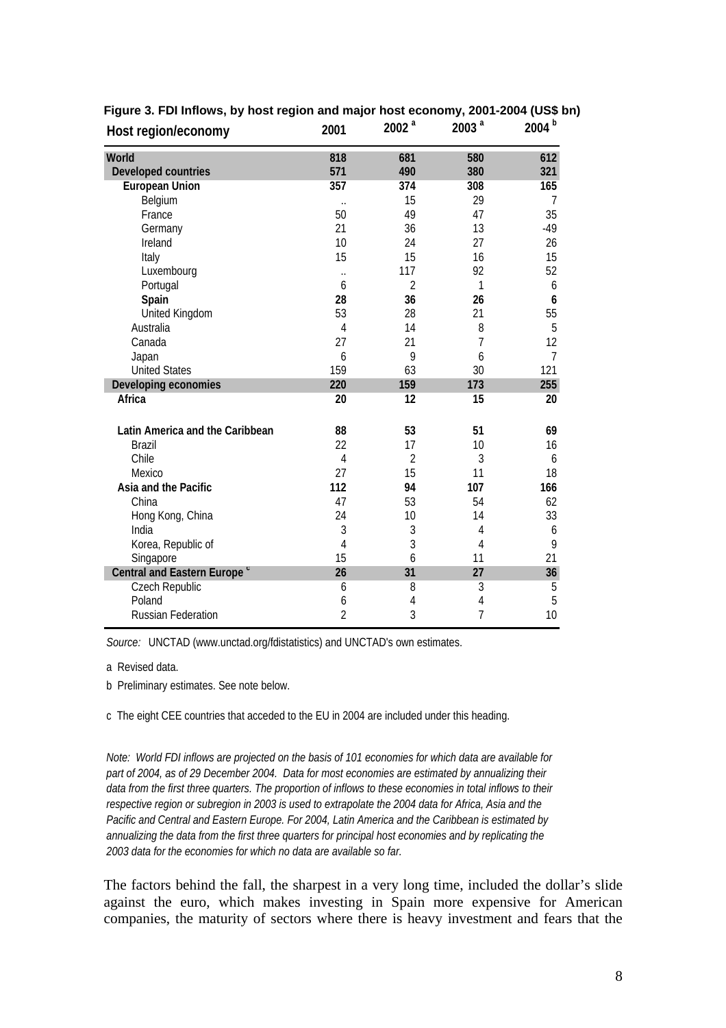**Figure 3. FDI Inflows, by host region and major host economy, 2001-2004 (US$ bn)**

| Host region/economy | 2001 | 2002 [a] | 2003 [a] | 2004 [b] |
|---|---|---|---|---|
| **World** | **818** | **681** | **580** | **612** |
| **Developed countries** | **571** | **490** | **380** | **321** |
| **European Union** | **357** | **374** | **308** | **165** |
| Belgium | .. | 15 | 29 | 7 |
| France | 50 | 49 | 47 | 35 |
| Germany | 21 | 36 | 13 | -49 |
| Ireland | 10 | 24 | 27 | 26 |
| Italy | 15 | 15 | 16 | 15 |
| Luxembourg | .. | 117 | 92 | 52 |
| Portugal | 6 | 2 | 1 | 6 |
| **Spain** | **28** | **36** | **26** | **6** |
| United Kingdom | 53 | 28 | 21 | 55 |
| Australia | 4 | 14 | 8 | 5 |
| Canada | 27 | 21 | 7 | 12 |
| Japan | 6 | 9 | 6 | 7 |
| United States | 159 | 63 | 30 | 121 |
| **Developing economies** | **220** | **159** | **173** | **255** |
| **Africa** | **20** | **12** | **15** | **20** |
| **Latin America and the Caribbean** | **88** | **53** | **51** | **69** |
| Brazil | 22 | 17 | 10 | 16 |
| Chile | 4 | 2 | 3 | 6 |
| Mexico | 27 | 15 | 11 | 18 |
| **Asia and the Pacific** | **112** | **94** | **107** | **166** |
| China | 47 | 53 | 54 | 62 |
| Hong Kong, China | 24 | 10 | 14 | 33 |
| India | 3 | 3 | 4 | 6 |
| Korea, Republic of | 4 | 3 | 4 | 9 |
| Singapore | 15 | 6 | 11 | 21 |
| **Central and Eastern Europe [c]** | **26** | **31** | **27** | **36** |
| Czech Republic | 6 | 8 | 3 | 5 |
| Poland | 6 | 4 | 4 | 5 |
| Russian Federation | 2 | 3 | 7 | 10 |

*Source:* UNCTAD (www.unctad.org/fdistatistics) and UNCTAD's own estimates.

a Revised data.

b Preliminary estimates. See note below.

c The eight CEE countries that acceded to the EU in 2004 are included under this heading.

*Note: World FDI inflows are projected on the basis of 101 economies for which data are available for part of 2004, as of 29 December 2004. Data for most economies are estimated by annualizing their data from the first three quarters. The proportion of inflows to these economies in total inflows to their respective region or subregion in 2003 is used to extrapolate the 2004 data for Africa, Asia and the Pacific and Central and Eastern Europe. For 2004, Latin America and the Caribbean is estimated by annualizing the data from the first three quarters for principal host economies and by replicating the 2003 data for the economies for which no data are available so far.*

The factors behind the fall, the sharpest in a very long time, included the dollar's slide against the euro, which makes investing in Spain more expensive for American companies, the maturity of sectors where there is heavy investment and fears that the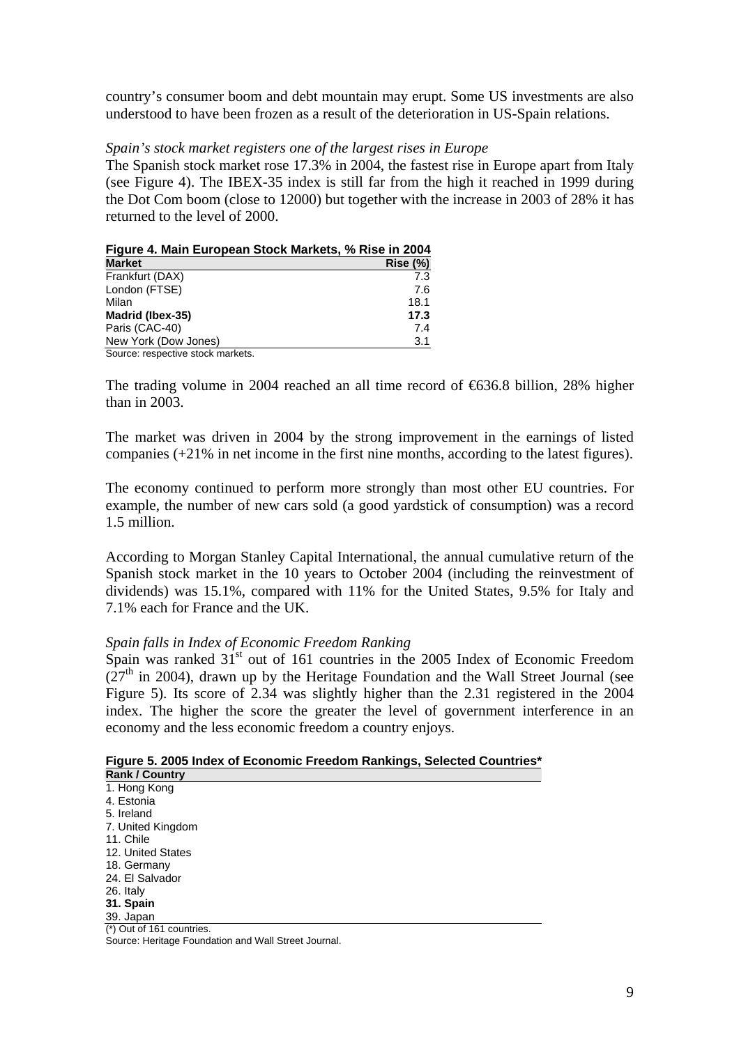country's consumer boom and debt mountain may erupt. Some US investments are also understood to have been frozen as a result of the deterioration in US-Spain relations.

*Spain's stock market registers one of the largest rises in Europe*

The Spanish stock market rose 17.3% in 2004, the fastest rise in Europe apart from Italy (see Figure 4). The IBEX-35 index is still far from the high it reached in 1999 during the Dot Com boom (close to 12000) but together with the increase in 2003 of 28% it has returned to the level of 2000.

**Figure 4. Main European Stock Markets, % Rise in 2004**

| Market | Rise (%) |
|---|---|
| Frankfurt (DAX) | 7.3 |
| London (FTSE) | 7.6 |
| Milan | 18.1 |
| **Madrid (Ibex-35)** | **17.3** |
| Paris (CAC-40) | 7.4 |
| New York (Dow Jones) | 3.1 |

Source: respective stock markets.

The trading volume in 2004 reached an all time record of €636.8 billion, 28% higher than in 2003.

The market was driven in 2004 by the strong improvement in the earnings of listed companies (+21% in net income in the first nine months, according to the latest figures).

The economy continued to perform more strongly than most other EU countries. For example, the number of new cars sold (a good yardstick of consumption) was a record 1.5 million.

According to Morgan Stanley Capital International, the annual cumulative return of the Spanish stock market in the 10 years to October 2004 (including the reinvestment of dividends) was 15.1%, compared with 11% for the United States, 9.5% for Italy and 7.1% each for France and the UK.

*Spain falls in Index of Economic Freedom Ranking*

Spain was ranked 31st out of 161 countries in the 2005 Index of Economic Freedom (27th in 2004), drawn up by the Heritage Foundation and the Wall Street Journal (see Figure 5). Its score of 2.34 was slightly higher than the 2.31 registered in the 2004 index. The higher the score the greater the level of government interference in an economy and the less economic freedom a country enjoys.

**Figure 5. 2005 Index of Economic Freedom Rankings, Selected Countries***

| Rank / Country |
|---|
| 1. Hong Kong |
| 4. Estonia |
| 5. Ireland |
| 7. United Kingdom |
| 11. Chile |
| 12. United States |
| 18. Germany |
| 24. El Salvador |
| 26. Italy |
| **31. Spain** |
| 39. Japan |

(*) Out of 161 countries.

Source: Heritage Foundation and Wall Street Journal.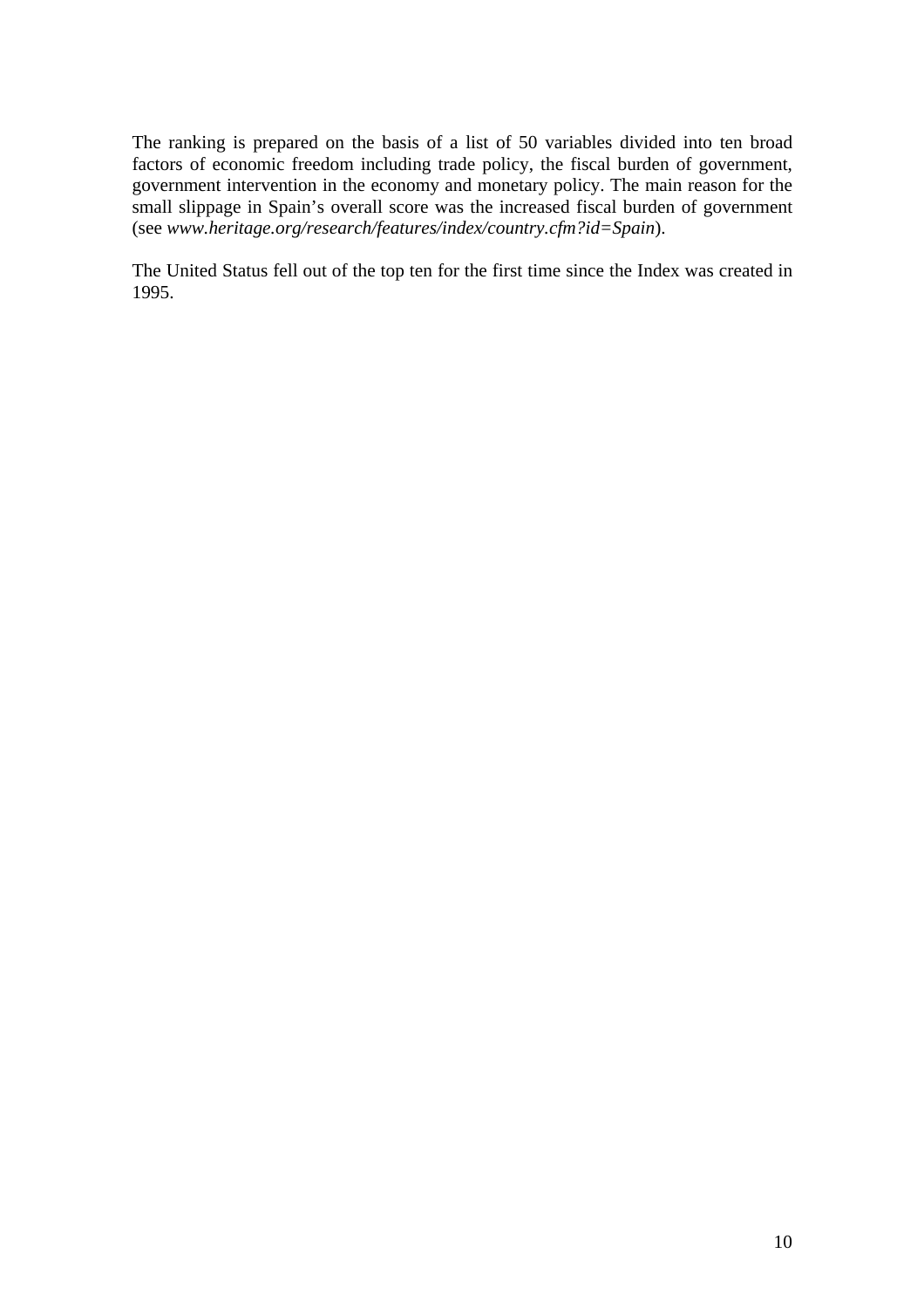The ranking is prepared on the basis of a list of 50 variables divided into ten broad factors of economic freedom including trade policy, the fiscal burden of government, government intervention in the economy and monetary policy. The main reason for the small slippage in Spain's overall score was the increased fiscal burden of government (see *www.heritage.org/research/features/index/country.cfm?id=Spain*).

The United Status fell out of the top ten for the first time since the Index was created in 1995.